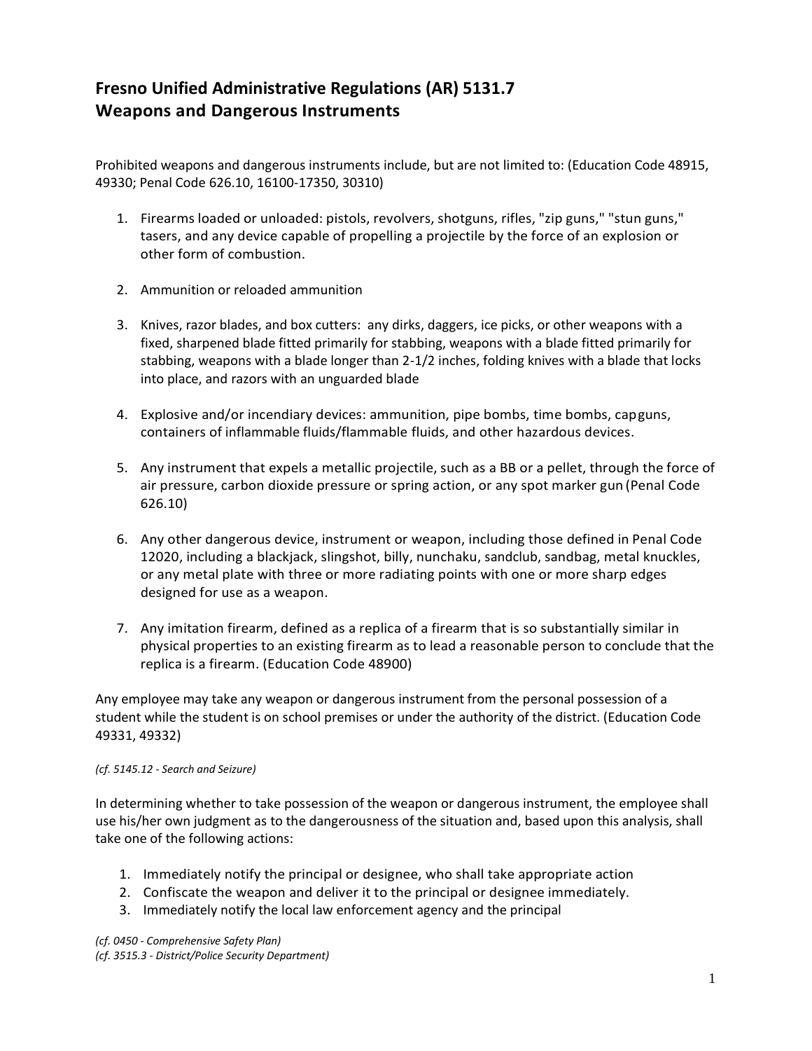# Fresno Unified Administrative Regulations (AR) 5131.7
# Weapons and Dangerous Instruments

Prohibited weapons and dangerous instruments include, but are not limited to: (Education Code 48915, 49330; Penal Code 626.10, 16100-17350, 30310)

1. Firearms loaded or unloaded: pistols, revolvers, shotguns, rifles, "zip guns," "stun guns," tasers, and any device capable of propelling a projectile by the force of an explosion or other form of combustion.

2. Ammunition or reloaded ammunition

3. Knives, razor blades, and box cutters: any dirks, daggers, ice picks, or other weapons with a fixed, sharpened blade fitted primarily for stabbing, weapons with a blade fitted primarily for stabbing, weapons with a blade longer than 2-1/2 inches, folding knives with a blade that locks into place, and razors with an unguarded blade

4. Explosive and/or incendiary devices: ammunition, pipe bombs, time bombs, capguns, containers of inflammable fluids/flammable fluids, and other hazardous devices.

5. Any instrument that expels a metallic projectile, such as a BB or a pellet, through the force of air pressure, carbon dioxide pressure or spring action, or any spot marker gun (Penal Code 626.10)

6. Any other dangerous device, instrument or weapon, including those defined in Penal Code 12020, including a blackjack, slingshot, billy, nunchaku, sandclub, sandbag, metal knuckles, or any metal plate with three or more radiating points with one or more sharp edges designed for use as a weapon.

7. Any imitation firearm, defined as a replica of a firearm that is so substantially similar in physical properties to an existing firearm as to lead a reasonable person to conclude that the replica is a firearm. (Education Code 48900)

Any employee may take any weapon or dangerous instrument from the personal possession of a student while the student is on school premises or under the authority of the district. (Education Code 49331, 49332)

*(cf. 5145.12 - Search and Seizure)*

In determining whether to take possession of the weapon or dangerous instrument, the employee shall use his/her own judgment as to the dangerousness of the situation and, based upon this analysis, shall take one of the following actions:

1. Immediately notify the principal or designee, who shall take appropriate action
2. Confiscate the weapon and deliver it to the principal or designee immediately.
3. Immediately notify the local law enforcement agency and the principal

*(cf. 0450 - Comprehensive Safety Plan)*
*(cf. 3515.3 - District/Police Security Department)*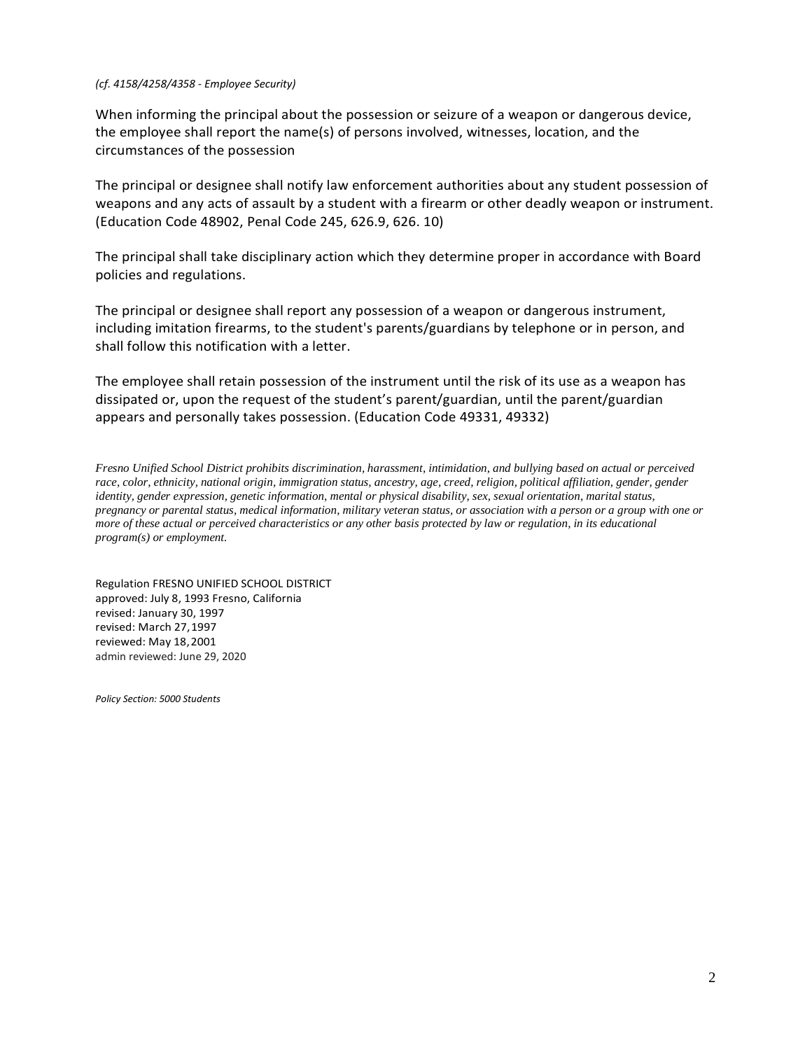*(cf. 4158/4258/4358 - Employee Security)*

When informing the principal about the possession or seizure of a weapon or dangerous device, the employee shall report the name(s) of persons involved, witnesses, location, and the circumstances of the possession

The principal or designee shall notify law enforcement authorities about any student possession of weapons and any acts of assault by a student with a firearm or other deadly weapon or instrument. (Education Code 48902, Penal Code 245, 626.9, 626. 10)

The principal shall take disciplinary action which they determine proper in accordance with Board policies and regulations.

The principal or designee shall report any possession of a weapon or dangerous instrument, including imitation firearms, to the student's parents/guardians by telephone or in person, and shall follow this notification with a letter.

The employee shall retain possession of the instrument until the risk of its use as a weapon has dissipated or, upon the request of the student's parent/guardian, until the parent/guardian appears and personally takes possession. (Education Code 49331, 49332)

*Fresno Unified School District prohibits discrimination, harassment, intimidation, and bullying based on actual or perceived race, color, ethnicity, national origin, immigration status, ancestry, age, creed, religion, political affiliation, gender, gender identity, gender expression, genetic information, mental or physical disability, sex, sexual orientation, marital status, pregnancy or parental status, medical information, military veteran status, or association with a person or a group with one or more of these actual or perceived characteristics or any other basis protected by law or regulation, in its educational program(s) or employment.*

Regulation FRESNO UNIFIED SCHOOL DISTRICT
approved: July 8, 1993 Fresno, California
revised: January 30, 1997
revised: March 27, 1997
reviewed: May 18, 2001
admin reviewed: June 29, 2020

*Policy Section: 5000 Students*